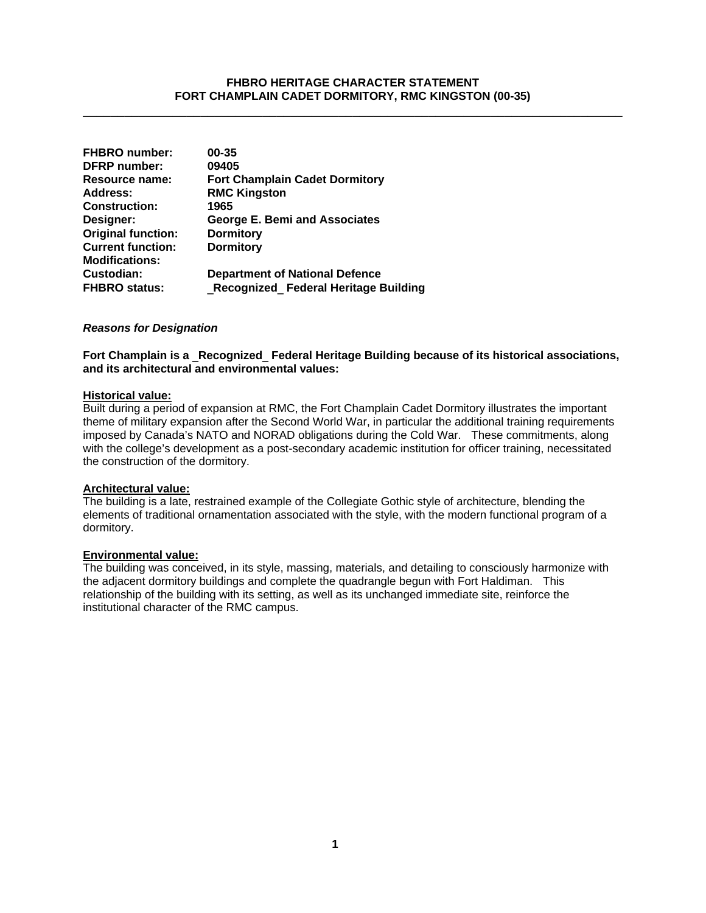**FHBRO HERITAGE CHARACTER STATEMENT**
**FORT CHAMPLAIN CADET DORMITORY, RMC KINGSTON (00-35)**

---

| | |
|---|---|
| **FHBRO number:** | **00-35** |
| **DFRP number:** | **09405** |
| **Resource name:** | **Fort Champlain Cadet Dormitory** |
| **Address:** | **RMC Kingston** |
| **Construction:** | **1965** |
| **Designer:** | **George E. Bemi and Associates** |
| **Original function:** | **Dormitory** |
| **Current function:** | **Dormitory** |
| **Modifications:** | |
| **Custodian:** | **Department of National Defence** |
| **FHBRO status:** | **_Recognized_ Federal Heritage Building** |

***Reasons for Designation***

**Fort Champlain is a _Recognized_ Federal Heritage Building because of its historical associations, and its architectural and environmental values:**

**Historical value:**
Built during a period of expansion at RMC, the Fort Champlain Cadet Dormitory illustrates the important theme of military expansion after the Second World War, in particular the additional training requirements imposed by Canada's NATO and NORAD obligations during the Cold War. These commitments, along with the college's development as a post-secondary academic institution for officer training, necessitated the construction of the dormitory.

**Architectural value:**
The building is a late, restrained example of the Collegiate Gothic style of architecture, blending the elements of traditional ornamentation associated with the style, with the modern functional program of a dormitory.

**Environmental value:**
The building was conceived, in its style, massing, materials, and detailing to consciously harmonize with the adjacent dormitory buildings and complete the quadrangle begun with Fort Haldiman. This relationship of the building with its setting, as well as its unchanged immediate site, reinforce the institutional character of the RMC campus.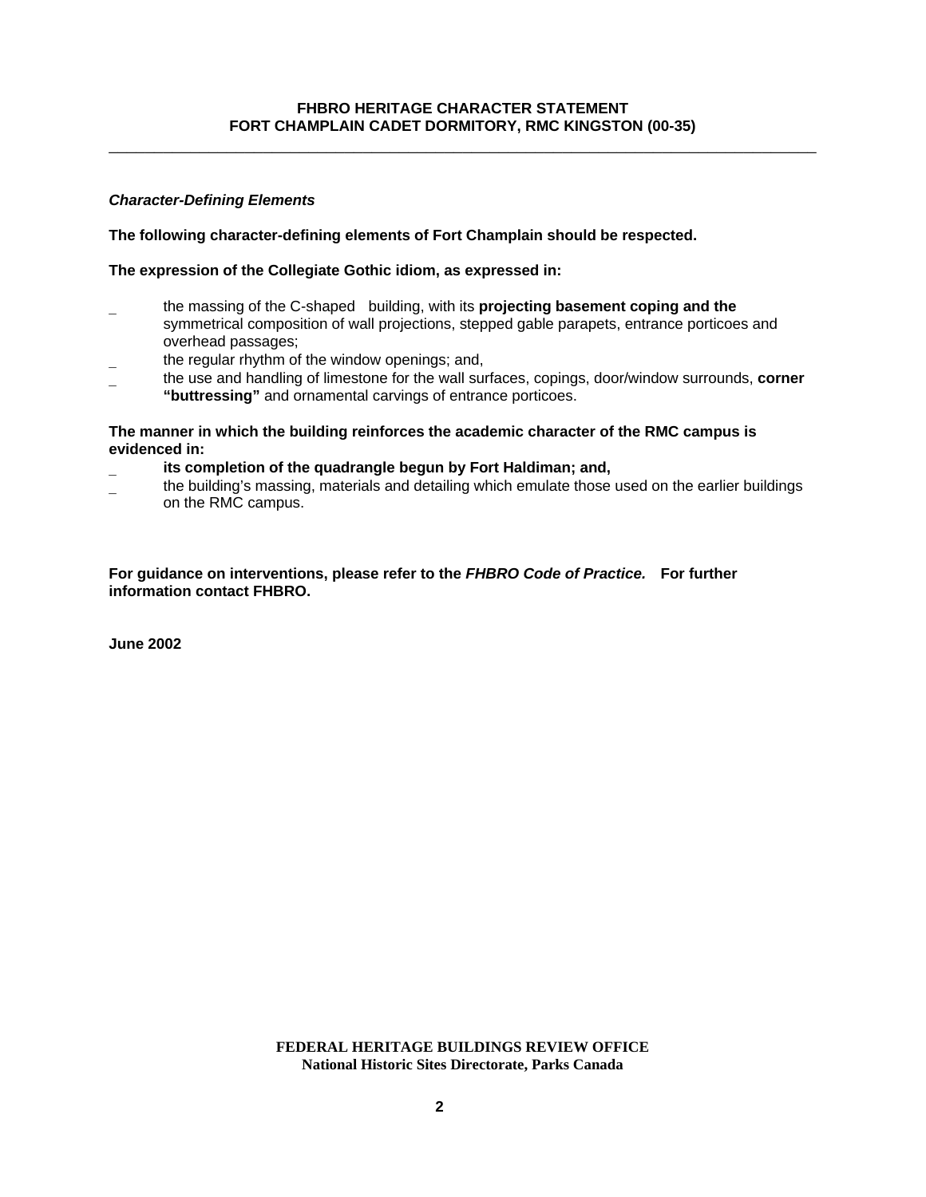### *Character-Defining Elements*

**The following character-defining elements of Fort Champlain should be respected.**

**The expression of the Collegiate Gothic idiom, as expressed in:**

- the massing of the C-shaped building, with its **projecting basement coping and the** symmetrical composition of wall projections, stepped gable parapets, entrance porticoes and overhead passages;
- the regular rhythm of the window openings; and,
- the use and handling of limestone for the wall surfaces, copings, door/window surrounds, **corner "buttressing"** and ornamental carvings of entrance porticoes.

**The manner in which the building reinforces the academic character of the RMC campus is evidenced in:**

- **its completion of the quadrangle begun by Fort Haldiman; and,**
- the building's massing, materials and detailing which emulate those used on the earlier buildings on the RMC campus.

**For guidance on interventions, please refer to the *FHBRO Code of Practice.* For further information contact FHBRO.**

**June 2002**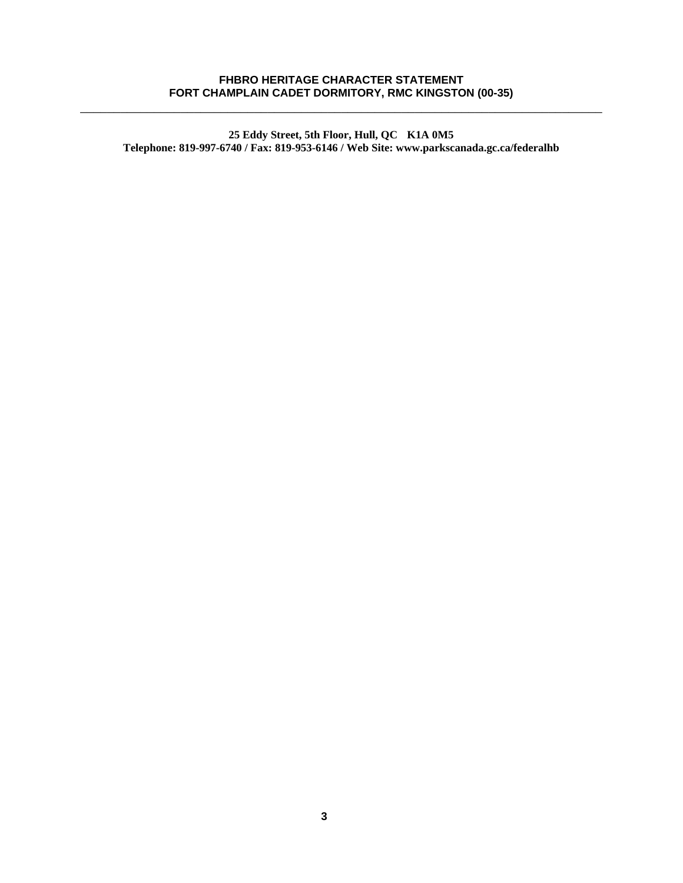**25 Eddy Street, 5th Floor, Hull, QC K1A 0M5**
**Telephone: 819-997-6740 / Fax: 819-953-6146 / Web Site: www.parkscanada.gc.ca/federalhb**